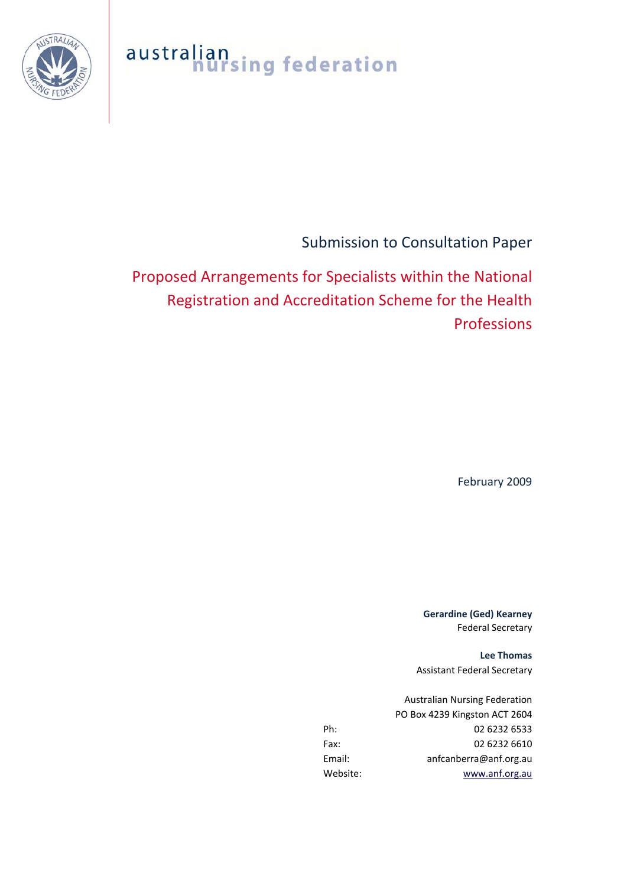australian nursing federation

Submission to Consultation Paper

# Proposed Arrangements for Specialists within the National Registration and Accreditation Scheme for the Health Professions

February 2009

**Gerardine (Ged) Kearney**
Federal Secretary

**Lee Thomas**
Assistant Federal Secretary

Australian Nursing Federation
PO Box 4239 Kingston ACT 2604

| | |
|---|---|
| Ph: | 02 6232 6533 |
| Fax: | 02 6232 6610 |
| Email: | anfcanberra@anf.org.au |
| Website: | www.anf.org.au |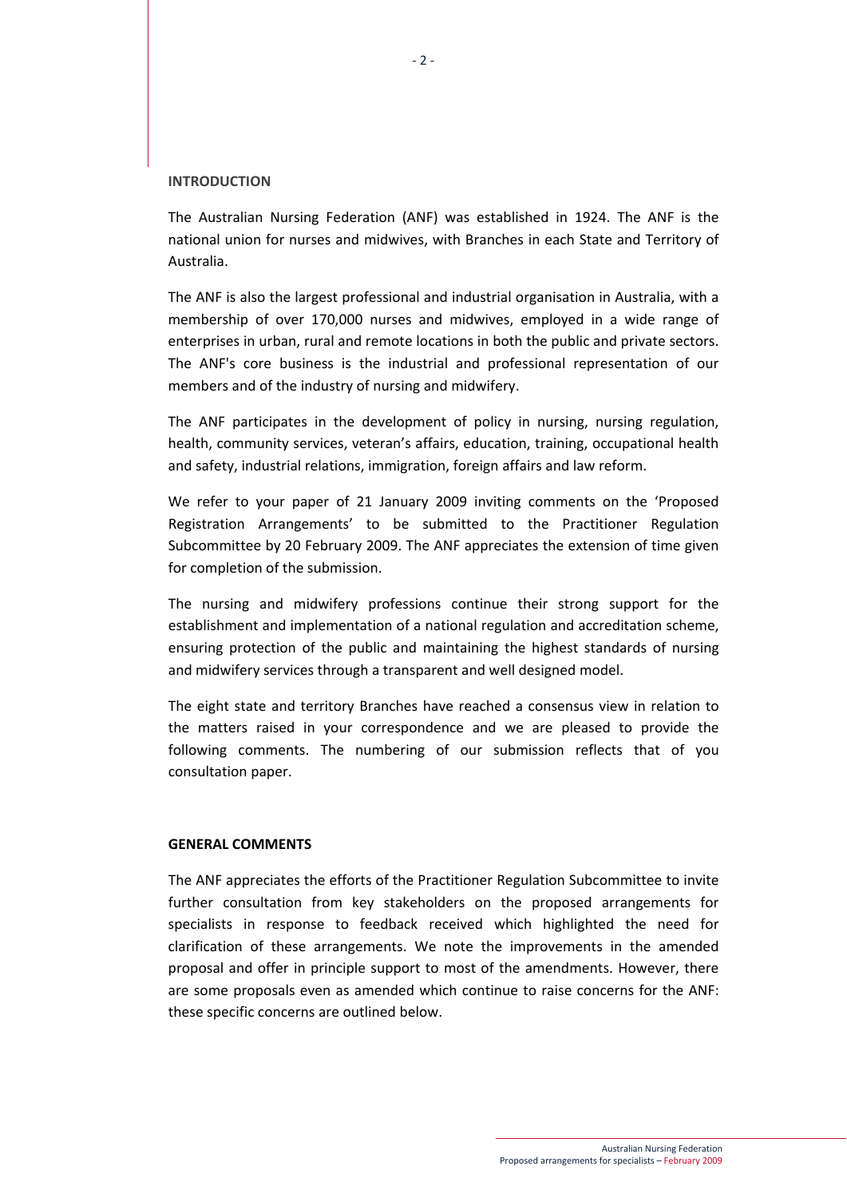## INTRODUCTION

The Australian Nursing Federation (ANF) was established in 1924. The ANF is the national union for nurses and midwives, with Branches in each State and Territory of Australia.

The ANF is also the largest professional and industrial organisation in Australia, with a membership of over 170,000 nurses and midwives, employed in a wide range of enterprises in urban, rural and remote locations in both the public and private sectors. The ANF's core business is the industrial and professional representation of our members and of the industry of nursing and midwifery.

The ANF participates in the development of policy in nursing, nursing regulation, health, community services, veteran's affairs, education, training, occupational health and safety, industrial relations, immigration, foreign affairs and law reform.

We refer to your paper of 21 January 2009 inviting comments on the 'Proposed Registration Arrangements' to be submitted to the Practitioner Regulation Subcommittee by 20 February 2009. The ANF appreciates the extension of time given for completion of the submission.

The nursing and midwifery professions continue their strong support for the establishment and implementation of a national regulation and accreditation scheme, ensuring protection of the public and maintaining the highest standards of nursing and midwifery services through a transparent and well designed model.

The eight state and territory Branches have reached a consensus view in relation to the matters raised in your correspondence and we are pleased to provide the following comments. The numbering of our submission reflects that of you consultation paper.

## GENERAL COMMENTS

The ANF appreciates the efforts of the Practitioner Regulation Subcommittee to invite further consultation from key stakeholders on the proposed arrangements for specialists in response to feedback received which highlighted the need for clarification of these arrangements. We note the improvements in the amended proposal and offer in principle support to most of the amendments. However, there are some proposals even as amended which continue to raise concerns for the ANF: these specific concerns are outlined below.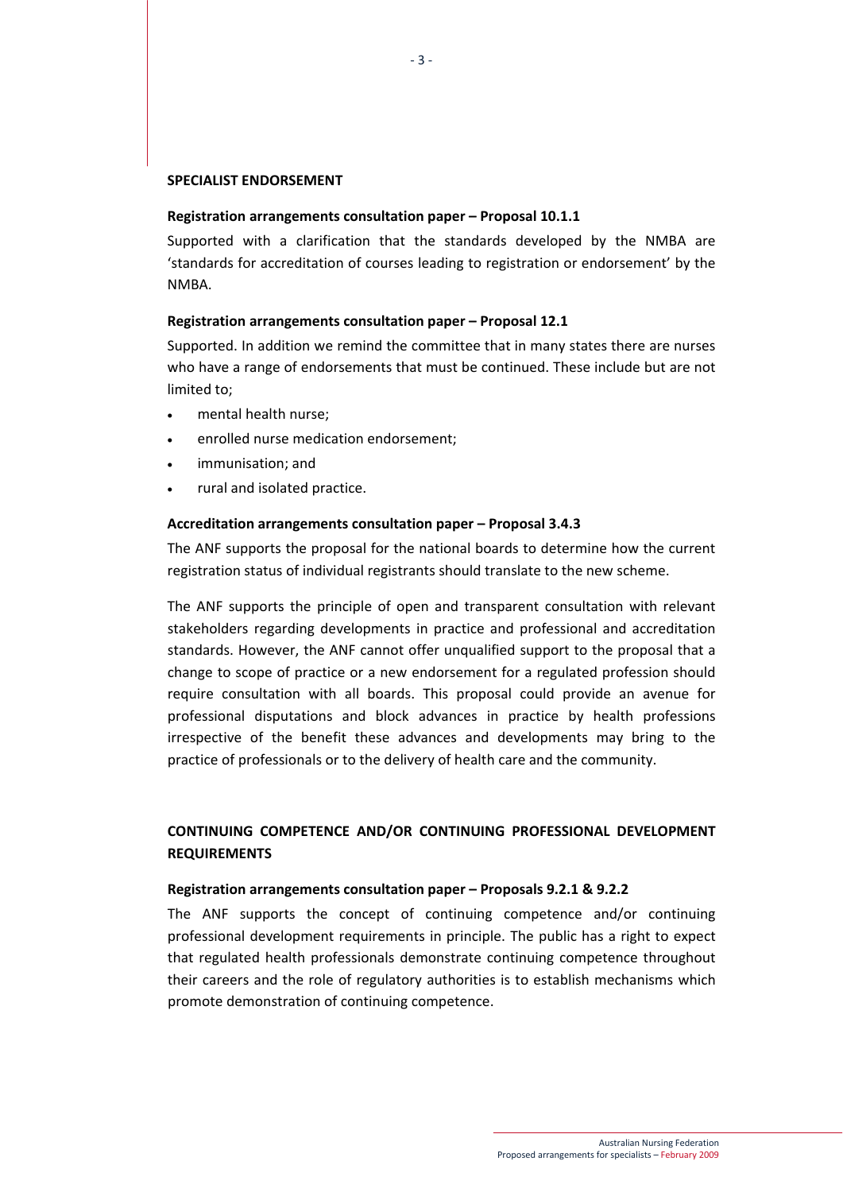## SPECIALIST ENDORSEMENT

### Registration arrangements consultation paper – Proposal 10.1.1

Supported with a clarification that the standards developed by the NMBA are 'standards for accreditation of courses leading to registration or endorsement' by the NMBA.

### Registration arrangements consultation paper – Proposal 12.1

Supported. In addition we remind the committee that in many states there are nurses who have a range of endorsements that must be continued. These include but are not limited to;

- mental health nurse;
- enrolled nurse medication endorsement;
- immunisation; and
- rural and isolated practice.

### Accreditation arrangements consultation paper – Proposal 3.4.3

The ANF supports the proposal for the national boards to determine how the current registration status of individual registrants should translate to the new scheme.

The ANF supports the principle of open and transparent consultation with relevant stakeholders regarding developments in practice and professional and accreditation standards. However, the ANF cannot offer unqualified support to the proposal that a change to scope of practice or a new endorsement for a regulated profession should require consultation with all boards. This proposal could provide an avenue for professional disputations and block advances in practice by health professions irrespective of the benefit these advances and developments may bring to the practice of professionals or to the delivery of health care and the community.

## CONTINUING COMPETENCE AND/OR CONTINUING PROFESSIONAL DEVELOPMENT REQUIREMENTS

### Registration arrangements consultation paper – Proposals 9.2.1 & 9.2.2

The ANF supports the concept of continuing competence and/or continuing professional development requirements in principle. The public has a right to expect that regulated health professionals demonstrate continuing competence throughout their careers and the role of regulatory authorities is to establish mechanisms which promote demonstration of continuing competence.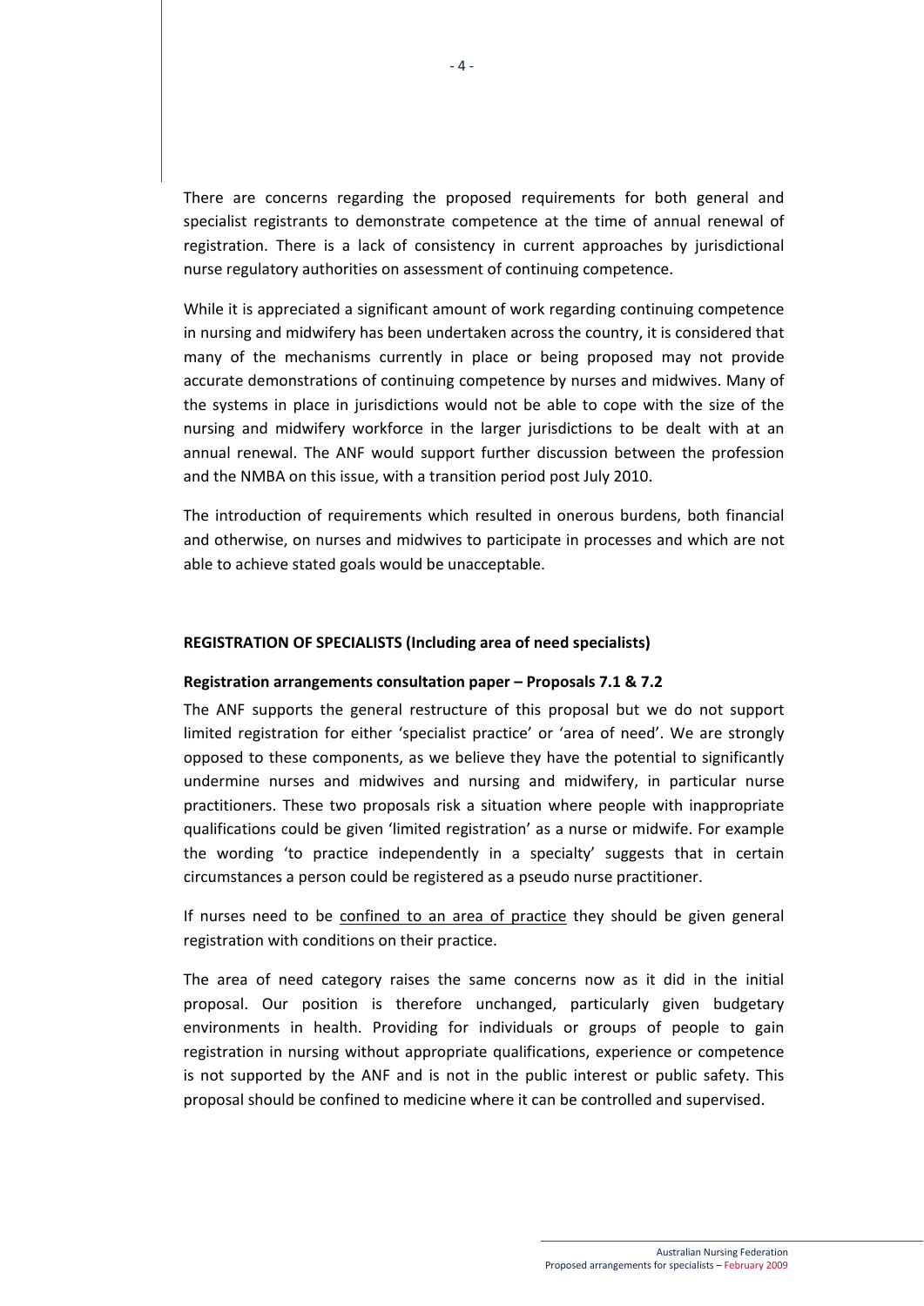There are concerns regarding the proposed requirements for both general and specialist registrants to demonstrate competence at the time of annual renewal of registration. There is a lack of consistency in current approaches by jurisdictional nurse regulatory authorities on assessment of continuing competence.

While it is appreciated a significant amount of work regarding continuing competence in nursing and midwifery has been undertaken across the country, it is considered that many of the mechanisms currently in place or being proposed may not provide accurate demonstrations of continuing competence by nurses and midwives. Many of the systems in place in jurisdictions would not be able to cope with the size of the nursing and midwifery workforce in the larger jurisdictions to be dealt with at an annual renewal. The ANF would support further discussion between the profession and the NMBA on this issue, with a transition period post July 2010.

The introduction of requirements which resulted in onerous burdens, both financial and otherwise, on nurses and midwives to participate in processes and which are not able to achieve stated goals would be unacceptable.

**REGISTRATION OF SPECIALISTS (Including area of need specialists)**

**Registration arrangements consultation paper – Proposals 7.1 & 7.2**

The ANF supports the general restructure of this proposal but we do not support limited registration for either 'specialist practice' or 'area of need'. We are strongly opposed to these components, as we believe they have the potential to significantly undermine nurses and midwives and nursing and midwifery, in particular nurse practitioners. These two proposals risk a situation where people with inappropriate qualifications could be given 'limited registration' as a nurse or midwife. For example the wording 'to practice independently in a specialty' suggests that in certain circumstances a person could be registered as a pseudo nurse practitioner.

If nurses need to be confined to an area of practice they should be given general registration with conditions on their practice.

The area of need category raises the same concerns now as it did in the initial proposal. Our position is therefore unchanged, particularly given budgetary environments in health. Providing for individuals or groups of people to gain registration in nursing without appropriate qualifications, experience or competence is not supported by the ANF and is not in the public interest or public safety. This proposal should be confined to medicine where it can be controlled and supervised.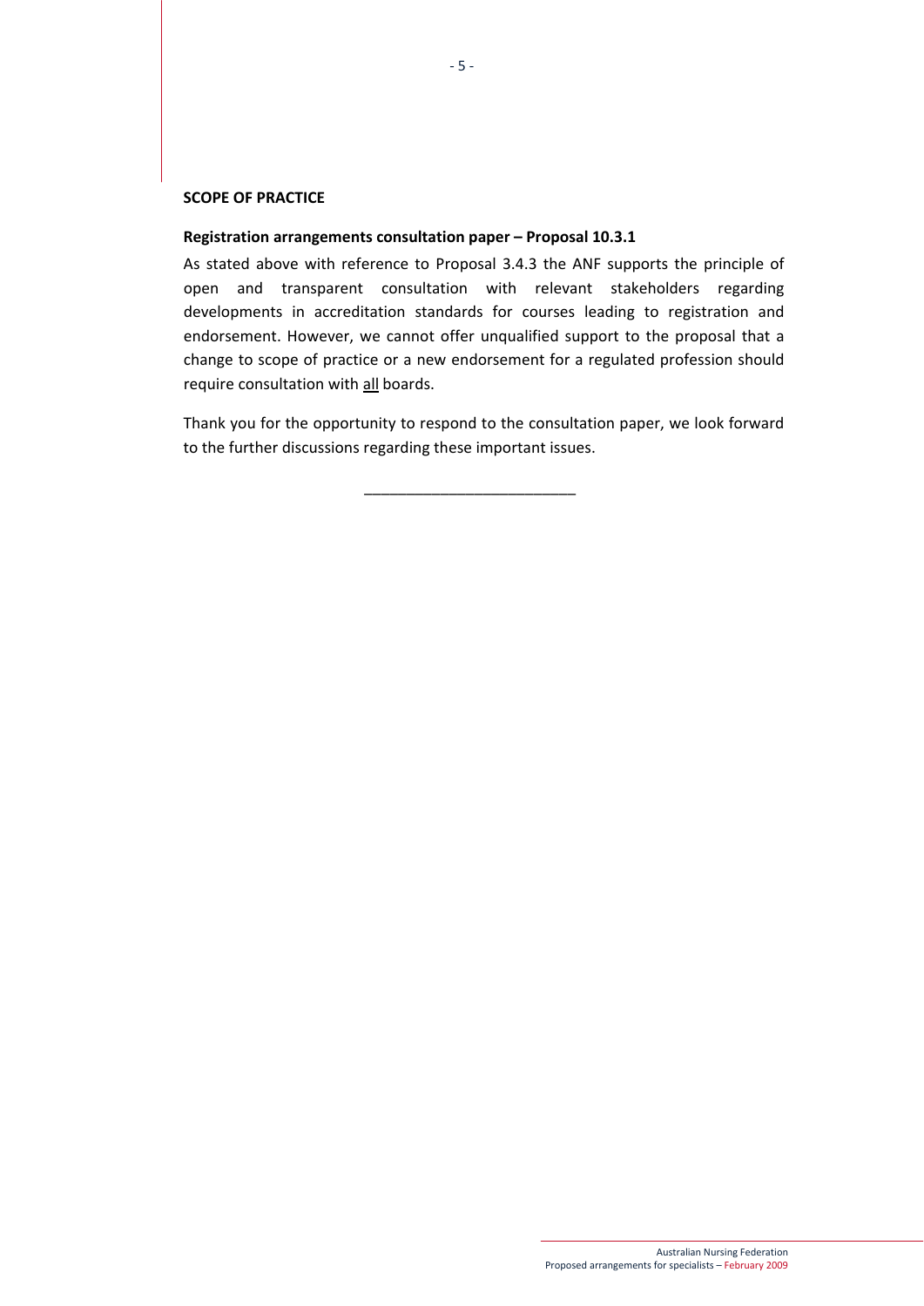**SCOPE OF PRACTICE**

**Registration arrangements consultation paper – Proposal 10.3.1**

As stated above with reference to Proposal 3.4.3 the ANF supports the principle of open and transparent consultation with relevant stakeholders regarding developments in accreditation standards for courses leading to registration and endorsement. However, we cannot offer unqualified support to the proposal that a change to scope of practice or a new endorsement for a regulated profession should require consultation with <u>all</u> boards.

Thank you for the opportunity to respond to the consultation paper, we look forward to the further discussions regarding these important issues.

---